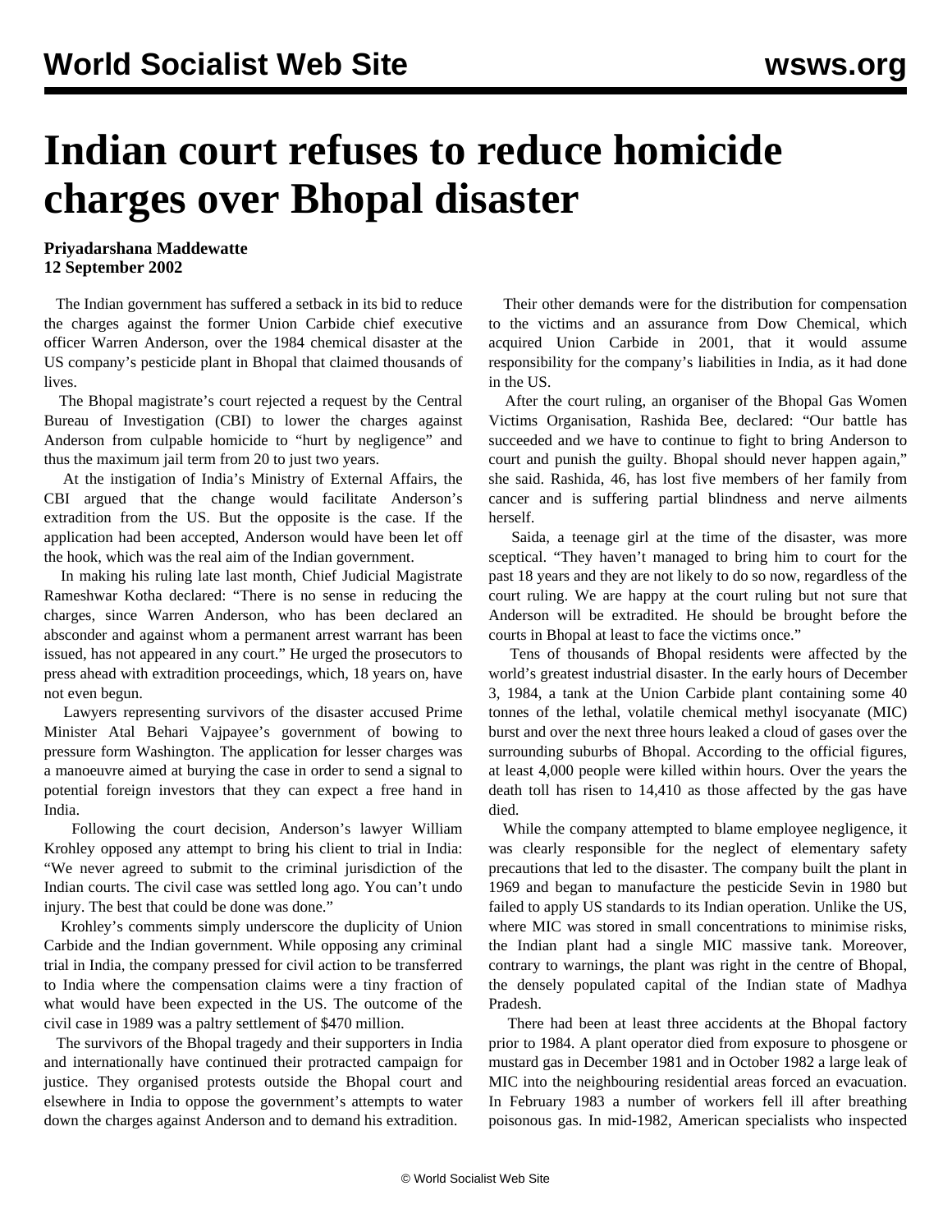# Indian court refuses to reduce homicide charges over Bhopal disaster

**Priyadarshana Maddewatte**
**12 September 2002**

The Indian government has suffered a setback in its bid to reduce the charges against the former Union Carbide chief executive officer Warren Anderson, over the 1984 chemical disaster at the US company's pesticide plant in Bhopal that claimed thousands of lives.

The Bhopal magistrate's court rejected a request by the Central Bureau of Investigation (CBI) to lower the charges against Anderson from culpable homicide to "hurt by negligence" and thus the maximum jail term from 20 to just two years.

At the instigation of India's Ministry of External Affairs, the CBI argued that the change would facilitate Anderson's extradition from the US. But the opposite is the case. If the application had been accepted, Anderson would have been let off the hook, which was the real aim of the Indian government.

In making his ruling late last month, Chief Judicial Magistrate Rameshwar Kotha declared: "There is no sense in reducing the charges, since Warren Anderson, who has been declared an absconder and against whom a permanent arrest warrant has been issued, has not appeared in any court." He urged the prosecutors to press ahead with extradition proceedings, which, 18 years on, have not even begun.

Lawyers representing survivors of the disaster accused Prime Minister Atal Behari Vajpayee's government of bowing to pressure form Washington. The application for lesser charges was a manoeuvre aimed at burying the case in order to send a signal to potential foreign investors that they can expect a free hand in India.

Following the court decision, Anderson's lawyer William Krohley opposed any attempt to bring his client to trial in India: "We never agreed to submit to the criminal jurisdiction of the Indian courts. The civil case was settled long ago. You can't undo injury. The best that could be done was done."

Krohley's comments simply underscore the duplicity of Union Carbide and the Indian government. While opposing any criminal trial in India, the company pressed for civil action to be transferred to India where the compensation claims were a tiny fraction of what would have been expected in the US. The outcome of the civil case in 1989 was a paltry settlement of $470 million.

The survivors of the Bhopal tragedy and their supporters in India and internationally have continued their protracted campaign for justice. They organised protests outside the Bhopal court and elsewhere in India to oppose the government's attempts to water down the charges against Anderson and to demand his extradition.

Their other demands were for the distribution for compensation to the victims and an assurance from Dow Chemical, which acquired Union Carbide in 2001, that it would assume responsibility for the company's liabilities in India, as it had done in the US.

After the court ruling, an organiser of the Bhopal Gas Women Victims Organisation, Rashida Bee, declared: "Our battle has succeeded and we have to continue to fight to bring Anderson to court and punish the guilty. Bhopal should never happen again," she said. Rashida, 46, has lost five members of her family from cancer and is suffering partial blindness and nerve ailments herself.

Saida, a teenage girl at the time of the disaster, was more sceptical. "They haven't managed to bring him to court for the past 18 years and they are not likely to do so now, regardless of the court ruling. We are happy at the court ruling but not sure that Anderson will be extradited. He should be brought before the courts in Bhopal at least to face the victims once."

Tens of thousands of Bhopal residents were affected by the world's greatest industrial disaster. In the early hours of December 3, 1984, a tank at the Union Carbide plant containing some 40 tonnes of the lethal, volatile chemical methyl isocyanate (MIC) burst and over the next three hours leaked a cloud of gases over the surrounding suburbs of Bhopal. According to the official figures, at least 4,000 people were killed within hours. Over the years the death toll has risen to 14,410 as those affected by the gas have died.

While the company attempted to blame employee negligence, it was clearly responsible for the neglect of elementary safety precautions that led to the disaster. The company built the plant in 1969 and began to manufacture the pesticide Sevin in 1980 but failed to apply US standards to its Indian operation. Unlike the US, where MIC was stored in small concentrations to minimise risks, the Indian plant had a single MIC massive tank. Moreover, contrary to warnings, the plant was right in the centre of Bhopal, the densely populated capital of the Indian state of Madhya Pradesh.

There had been at least three accidents at the Bhopal factory prior to 1984. A plant operator died from exposure to phosgene or mustard gas in December 1981 and in October 1982 a large leak of MIC into the neighbouring residential areas forced an evacuation. In February 1983 a number of workers fell ill after breathing poisonous gas. In mid-1982, American specialists who inspected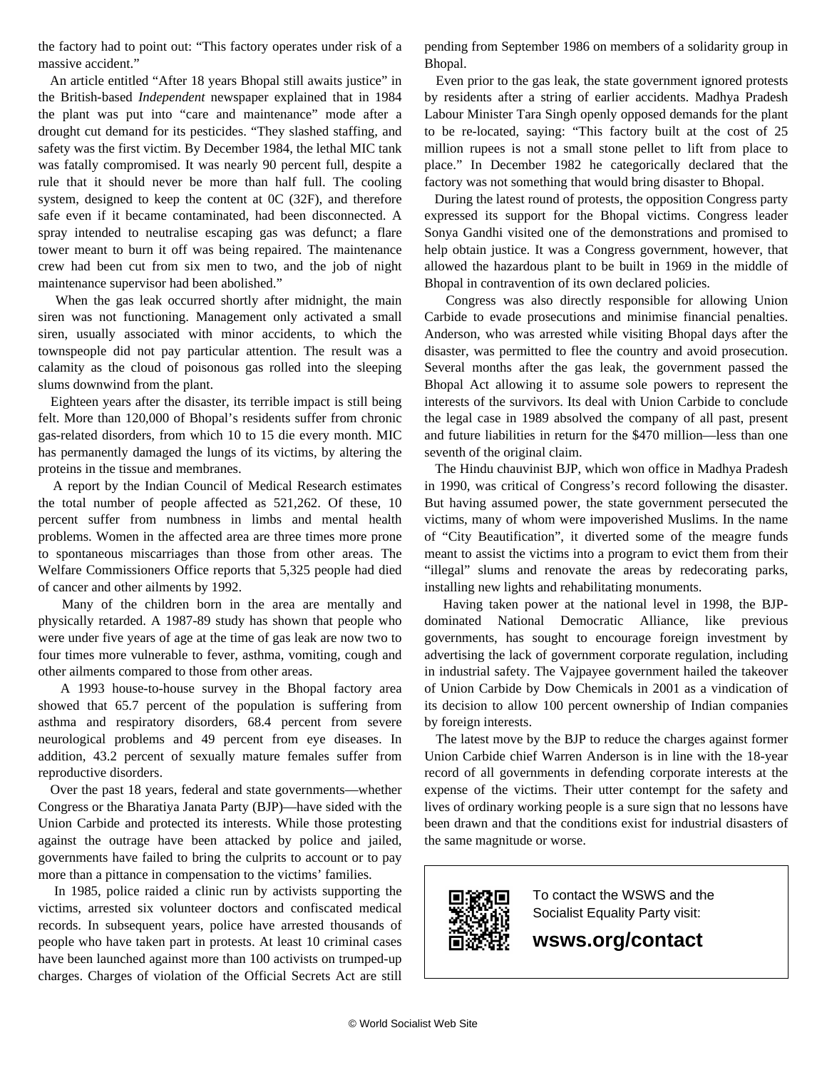the factory had to point out: "This factory operates under risk of a massive accident."

An article entitled "After 18 years Bhopal still awaits justice" in the British-based *Independent* newspaper explained that in 1984 the plant was put into "care and maintenance" mode after a drought cut demand for its pesticides. "They slashed staffing, and safety was the first victim. By December 1984, the lethal MIC tank was fatally compromised. It was nearly 90 percent full, despite a rule that it should never be more than half full. The cooling system, designed to keep the content at 0C (32F), and therefore safe even if it became contaminated, had been disconnected. A spray intended to neutralise escaping gas was defunct; a flare tower meant to burn it off was being repaired. The maintenance crew had been cut from six men to two, and the job of night maintenance supervisor had been abolished."

When the gas leak occurred shortly after midnight, the main siren was not functioning. Management only activated a small siren, usually associated with minor accidents, to which the townspeople did not pay particular attention. The result was a calamity as the cloud of poisonous gas rolled into the sleeping slums downwind from the plant.

Eighteen years after the disaster, its terrible impact is still being felt. More than 120,000 of Bhopal's residents suffer from chronic gas-related disorders, from which 10 to 15 die every month. MIC has permanently damaged the lungs of its victims, by altering the proteins in the tissue and membranes.

A report by the Indian Council of Medical Research estimates the total number of people affected as 521,262. Of these, 10 percent suffer from numbness in limbs and mental health problems. Women in the affected area are three times more prone to spontaneous miscarriages than those from other areas. The Welfare Commissioners Office reports that 5,325 people had died of cancer and other ailments by 1992.

Many of the children born in the area are mentally and physically retarded. A 1987-89 study has shown that people who were under five years of age at the time of gas leak are now two to four times more vulnerable to fever, asthma, vomiting, cough and other ailments compared to those from other areas.

A 1993 house-to-house survey in the Bhopal factory area showed that 65.7 percent of the population is suffering from asthma and respiratory disorders, 68.4 percent from severe neurological problems and 49 percent from eye diseases. In addition, 43.2 percent of sexually mature females suffer from reproductive disorders.

Over the past 18 years, federal and state governments—whether Congress or the Bharatiya Janata Party (BJP)—have sided with the Union Carbide and protected its interests. While those protesting against the outrage have been attacked by police and jailed, governments have failed to bring the culprits to account or to pay more than a pittance in compensation to the victims' families.

In 1985, police raided a clinic run by activists supporting the victims, arrested six volunteer doctors and confiscated medical records. In subsequent years, police have arrested thousands of people who have taken part in protests. At least 10 criminal cases have been launched against more than 100 activists on trumped-up charges. Charges of violation of the Official Secrets Act are still pending from September 1986 on members of a solidarity group in Bhopal.

Even prior to the gas leak, the state government ignored protests by residents after a string of earlier accidents. Madhya Pradesh Labour Minister Tara Singh openly opposed demands for the plant to be re-located, saying: "This factory built at the cost of 25 million rupees is not a small stone pellet to lift from place to place." In December 1982 he categorically declared that the factory was not something that would bring disaster to Bhopal.

During the latest round of protests, the opposition Congress party expressed its support for the Bhopal victims. Congress leader Sonya Gandhi visited one of the demonstrations and promised to help obtain justice. It was a Congress government, however, that allowed the hazardous plant to be built in 1969 in the middle of Bhopal in contravention of its own declared policies.

Congress was also directly responsible for allowing Union Carbide to evade prosecutions and minimise financial penalties. Anderson, who was arrested while visiting Bhopal days after the disaster, was permitted to flee the country and avoid prosecution. Several months after the gas leak, the government passed the Bhopal Act allowing it to assume sole powers to represent the interests of the survivors. Its deal with Union Carbide to conclude the legal case in 1989 absolved the company of all past, present and future liabilities in return for the $470 million—less than one seventh of the original claim.

The Hindu chauvinist BJP, which won office in Madhya Pradesh in 1990, was critical of Congress's record following the disaster. But having assumed power, the state government persecuted the victims, many of whom were impoverished Muslims. In the name of "City Beautification", it diverted some of the meagre funds meant to assist the victims into a program to evict them from their "illegal" slums and renovate the areas by redecorating parks, installing new lights and rehabilitating monuments.

Having taken power at the national level in 1998, the BJP-dominated National Democratic Alliance, like previous governments, has sought to encourage foreign investment by advertising the lack of government corporate regulation, including in industrial safety. The Vajpayee government hailed the takeover of Union Carbide by Dow Chemicals in 2001 as a vindication of its decision to allow 100 percent ownership of Indian companies by foreign interests.

The latest move by the BJP to reduce the charges against former Union Carbide chief Warren Anderson is in line with the 18-year record of all governments in defending corporate interests at the expense of the victims. Their utter contempt for the safety and lives of ordinary working people is a sure sign that no lessons have been drawn and that the conditions exist for industrial disasters of the same magnitude or worse.

To contact the WSWS and the Socialist Equality Party visit:

**wsws.org/contact**